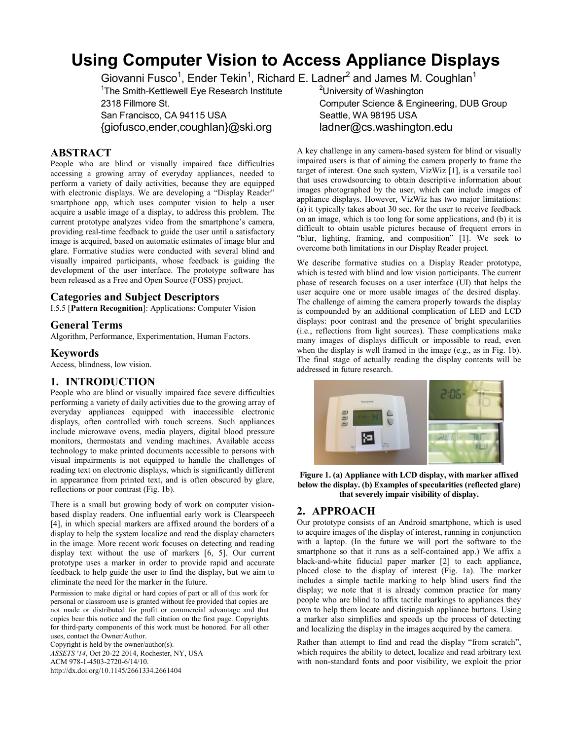# Using Computer Vision to Access Appliance Displays

Giovanni Fusco[1], Ender Tekin[1], Richard E. Ladner[2] and James M. Coughlan[1]

[1]The Smith-Kettlewell Eye Research Institute
2318 Fillmore St.
San Francisco, CA 94115 USA
{giofusco,ender,coughlan}@ski.org

[2]University of Washington
Computer Science & Engineering, DUB Group
Seattle, WA 98195 USA
ladner@cs.washington.edu

## ABSTRACT

People who are blind or visually impaired face difficulties accessing a growing array of everyday appliances, needed to perform a variety of daily activities, because they are equipped with electronic displays. We are developing a "Display Reader" smartphone app, which uses computer vision to help a user acquire a usable image of a display, to address this problem. The current prototype analyzes video from the smartphone's camera, providing real-time feedback to guide the user until a satisfactory image is acquired, based on automatic estimates of image blur and glare. Formative studies were conducted with several blind and visually impaired participants, whose feedback is guiding the development of the user interface. The prototype software has been released as a Free and Open Source (FOSS) project.

## Categories and Subject Descriptors

I.5.5 [**Pattern Recognition**]: Applications: Computer Vision

## General Terms

Algorithm, Performance, Experimentation, Human Factors.

## Keywords

Access, blindness, low vision.

## 1. INTRODUCTION

People who are blind or visually impaired face severe difficulties performing a variety of daily activities due to the growing array of everyday appliances equipped with inaccessible electronic displays, often controlled with touch screens. Such appliances include microwave ovens, media players, digital blood pressure monitors, thermostats and vending machines. Available access technology to make printed documents accessible to persons with visual impairments is not equipped to handle the challenges of reading text on electronic displays, which is significantly different in appearance from printed text, and is often obscured by glare, reflections or poor contrast (Fig. 1b).

There is a small but growing body of work on computer vision-based display readers. One influential early work is Clearspeech [4], in which special markers are affixed around the borders of a display to help the system localize and read the display characters in the image. More recent work focuses on detecting and reading display text without the use of markers [6, 5]. Our current prototype uses a marker in order to provide rapid and accurate feedback to help guide the user to find the display, but we aim to eliminate the need for the marker in the future.

Permission to make digital or hard copies of part or all of this work for personal or classroom use is granted without fee provided that copies are not made or distributed for profit or commercial advantage and that copies bear this notice and the full citation on the first page. Copyrights for third-party components of this work must be honored. For all other uses, contact the Owner/Author.
Copyright is held by the owner/author(s).
*ASSETS '14*, Oct 20-22 2014, Rochester, NY, USA
ACM 978-1-4503-2720-6/14/10.
http://dx.doi.org/10.1145/2661334.2661404

A key challenge in any camera-based system for blind or visually impaired users is that of aiming the camera properly to frame the target of interest. One such system, VizWiz [1], is a versatile tool that uses crowdsourcing to obtain descriptive information about images photographed by the user, which can include images of appliance displays. However, VizWiz has two major limitations: (a) it typically takes about 30 sec. for the user to receive feedback on an image, which is too long for some applications, and (b) it is difficult to obtain usable pictures because of frequent errors in "blur, lighting, framing, and composition" [1]. We seek to overcome both limitations in our Display Reader project.

We describe formative studies on a Display Reader prototype, which is tested with blind and low vision participants. The current phase of research focuses on a user interface (UI) that helps the user acquire one or more usable images of the desired display. The challenge of aiming the camera properly towards the display is compounded by an additional complication of LED and LCD displays: poor contrast and the presence of bright specularities (i.e., reflections from light sources). These complications make many images of displays difficult or impossible to read, even when the display is well framed in the image (e.g., as in Fig. 1b). The final stage of actually reading the display contents will be addressed in future research.

**Figure 1. (a) Appliance with LCD display, with marker affixed below the display. (b) Examples of specularities (reflected glare) that severely impair visibility of display.**

## 2. APPROACH

Our prototype consists of an Android smartphone, which is used to acquire images of the display of interest, running in conjunction with a laptop. (In the future we will port the software to the smartphone so that it runs as a self-contained app.) We affix a black-and-white fiducial paper marker [2] to each appliance, placed close to the display of interest (Fig. 1a). The marker includes a simple tactile marking to help blind users find the display; we note that it is already common practice for many people who are blind to affix tactile markings to appliances they own to help them locate and distinguish appliance buttons. Using a marker also simplifies and speeds up the process of detecting and localizing the display in the images acquired by the camera.

Rather than attempt to find and read the display "from scratch", which requires the ability to detect, localize and read arbitrary text with non-standard fonts and poor visibility, we exploit the prior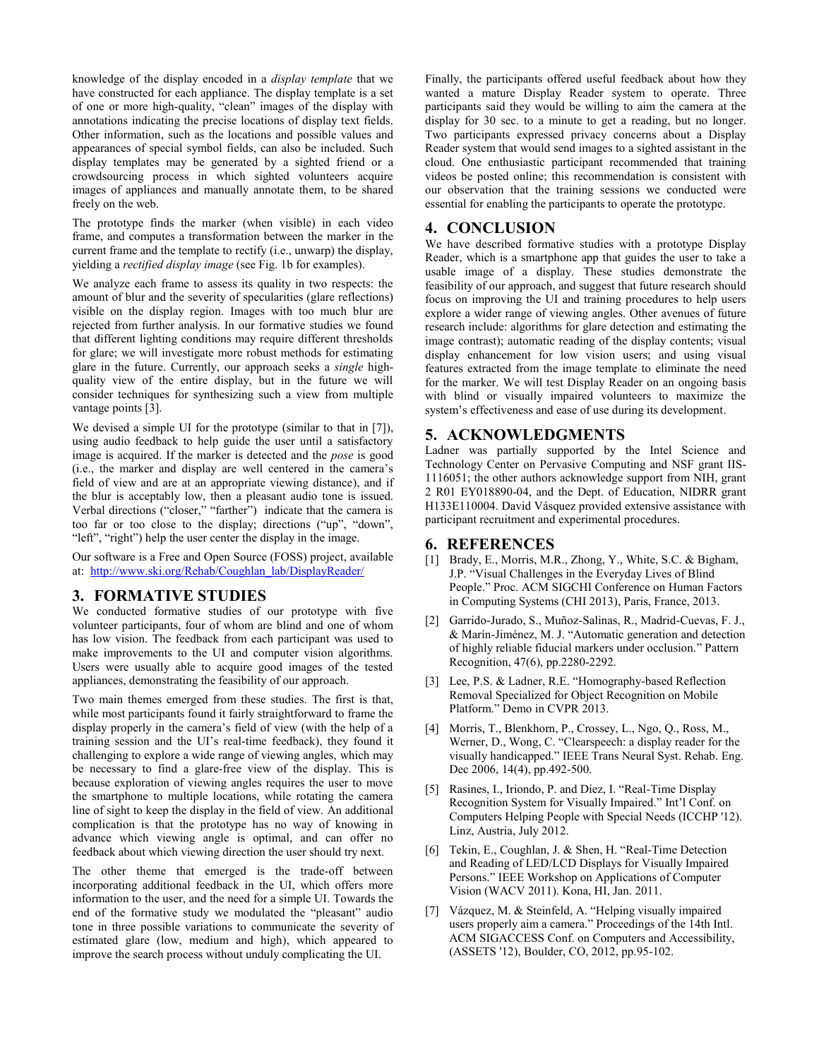knowledge of the display encoded in a *display template* that we have constructed for each appliance. The display template is a set of one or more high-quality, "clean" images of the display with annotations indicating the precise locations of display text fields. Other information, such as the locations and possible values and appearances of special symbol fields, can also be included. Such display templates may be generated by a sighted friend or a crowdsourcing process in which sighted volunteers acquire images of appliances and manually annotate them, to be shared freely on the web.

The prototype finds the marker (when visible) in each video frame, and computes a transformation between the marker in the current frame and the template to rectify (i.e., unwarp) the display, yielding a *rectified display image* (see Fig. 1b for examples).

We analyze each frame to assess its quality in two respects: the amount of blur and the severity of specularities (glare reflections) visible on the display region. Images with too much blur are rejected from further analysis. In our formative studies we found that different lighting conditions may require different thresholds for glare; we will investigate more robust methods for estimating glare in the future. Currently, our approach seeks a *single* high-quality view of the entire display, but in the future we will consider techniques for synthesizing such a view from multiple vantage points [3].

We devised a simple UI for the prototype (similar to that in [7]), using audio feedback to help guide the user until a satisfactory image is acquired. If the marker is detected and the *pose* is good (i.e., the marker and display are well centered in the camera's field of view and are at an appropriate viewing distance), and if the blur is acceptably low, then a pleasant audio tone is issued. Verbal directions ("closer," "farther") indicate that the camera is too far or too close to the display; directions ("up", "down", "left", "right") help the user center the display in the image.

Our software is a Free and Open Source (FOSS) project, available at: http://www.ski.org/Rehab/Coughlan_lab/DisplayReader/

## 3. FORMATIVE STUDIES

We conducted formative studies of our prototype with five volunteer participants, four of whom are blind and one of whom has low vision. The feedback from each participant was used to make improvements to the UI and computer vision algorithms. Users were usually able to acquire good images of the tested appliances, demonstrating the feasibility of our approach.

Two main themes emerged from these studies. The first is that, while most participants found it fairly straightforward to frame the display properly in the camera's field of view (with the help of a training session and the UI's real-time feedback), they found it challenging to explore a wide range of viewing angles, which may be necessary to find a glare-free view of the display. This is because exploration of viewing angles requires the user to move the smartphone to multiple locations, while rotating the camera line of sight to keep the display in the field of view. An additional complication is that the prototype has no way of knowing in advance which viewing angle is optimal, and can offer no feedback about which viewing direction the user should try next.

The other theme that emerged is the trade-off between incorporating additional feedback in the UI, which offers more information to the user, and the need for a simple UI. Towards the end of the formative study we modulated the "pleasant" audio tone in three possible variations to communicate the severity of estimated glare (low, medium and high), which appeared to improve the search process without unduly complicating the UI.

Finally, the participants offered useful feedback about how they wanted a mature Display Reader system to operate. Three participants said they would be willing to aim the camera at the display for 30 sec. to a minute to get a reading, but no longer. Two participants expressed privacy concerns about a Display Reader system that would send images to a sighted assistant in the cloud. One enthusiastic participant recommended that training videos be posted online; this recommendation is consistent with our observation that the training sessions we conducted were essential for enabling the participants to operate the prototype.

## 4. CONCLUSION

We have described formative studies with a prototype Display Reader, which is a smartphone app that guides the user to take a usable image of a display. These studies demonstrate the feasibility of our approach, and suggest that future research should focus on improving the UI and training procedures to help users explore a wider range of viewing angles. Other avenues of future research include: algorithms for glare detection and estimating the image contrast); automatic reading of the display contents; visual display enhancement for low vision users; and using visual features extracted from the image template to eliminate the need for the marker. We will test Display Reader on an ongoing basis with blind or visually impaired volunteers to maximize the system's effectiveness and ease of use during its development.

## 5. ACKNOWLEDGMENTS

Ladner was partially supported by the Intel Science and Technology Center on Pervasive Computing and NSF grant IIS-1116051; the other authors acknowledge support from NIH, grant 2 R01 EY018890-04, and the Dept. of Education, NIDRR grant H133E110004. David Vásquez provided extensive assistance with participant recruitment and experimental procedures.

## 6. REFERENCES

[1] Brady, E., Morris, M.R., Zhong, Y., White, S.C. & Bigham, J.P. "Visual Challenges in the Everyday Lives of Blind People." Proc. ACM SIGCHI Conference on Human Factors in Computing Systems (CHI 2013), Paris, France, 2013.

[2] Garrido-Jurado, S., Muñoz-Salinas, R., Madrid-Cuevas, F. J., & Marín-Jiménez, M. J. "Automatic generation and detection of highly reliable fiducial markers under occlusion." Pattern Recognition, 47(6), pp.2280-2292.

[3] Lee, P.S. & Ladner, R.E. "Homography-based Reflection Removal Specialized for Object Recognition on Mobile Platform." Demo in CVPR 2013.

[4] Morris, T., Blenkhorn, P., Crossey, L., Ngo, Q., Ross, M., Werner, D., Wong, C. "Clearspeech: a display reader for the visually handicapped." IEEE Trans Neural Syst. Rehab. Eng. Dec 2006, 14(4), pp.492-500.

[5] Rasines, I., Iriondo, P. and Díez, I. "Real-Time Display Recognition System for Visually Impaired." Int'l Conf. on Computers Helping People with Special Needs (ICCHP '12). Linz, Austria, July 2012.

[6] Tekin, E., Coughlan, J. & Shen, H. "Real-Time Detection and Reading of LED/LCD Displays for Visually Impaired Persons." IEEE Workshop on Applications of Computer Vision (WACV 2011). Kona, HI, Jan. 2011.

[7] Vázquez, M. & Steinfeld, A. "Helping visually impaired users properly aim a camera." Proceedings of the 14th Intl. ACM SIGACCESS Conf. on Computers and Accessibility, (ASSETS '12), Boulder, CO, 2012, pp.95-102.